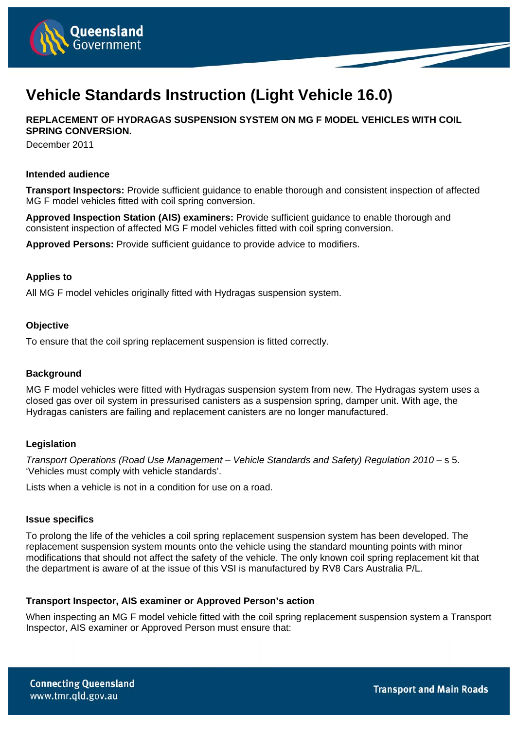# Vehicle Standards Instruction (Light Vehicle 16.0)

**REPLACEMENT OF HYDRAGAS SUSPENSION SYSTEM ON MG F MODEL VEHICLES WITH COIL SPRING CONVERSION.**

December 2011

### Intended audience

**Transport Inspectors:** Provide sufficient guidance to enable thorough and consistent inspection of affected MG F model vehicles fitted with coil spring conversion.

**Approved Inspection Station (AIS) examiners:** Provide sufficient guidance to enable thorough and consistent inspection of affected MG F model vehicles fitted with coil spring conversion.

**Approved Persons:** Provide sufficient guidance to provide advice to modifiers.

### Applies to

All MG F model vehicles originally fitted with Hydragas suspension system.

### Objective

To ensure that the coil spring replacement suspension is fitted correctly.

### Background

MG F model vehicles were fitted with Hydragas suspension system from new. The Hydragas system uses a closed gas over oil system in pressurised canisters as a suspension spring, damper unit. With age, the Hydragas canisters are failing and replacement canisters are no longer manufactured.

### Legislation

*Transport Operations (Road Use Management – Vehicle Standards and Safety) Regulation 2010* – s 5. 'Vehicles must comply with vehicle standards'.

Lists when a vehicle is not in a condition for use on a road.

### Issue specifics

To prolong the life of the vehicles a coil spring replacement suspension system has been developed. The replacement suspension system mounts onto the vehicle using the standard mounting points with minor modifications that should not affect the safety of the vehicle. The only known coil spring replacement kit that the department is aware of at the issue of this VSI is manufactured by RV8 Cars Australia P/L.

### Transport Inspector, AIS examiner or Approved Person's action

When inspecting an MG F model vehicle fitted with the coil spring replacement suspension system a Transport Inspector, AIS examiner or Approved Person must ensure that: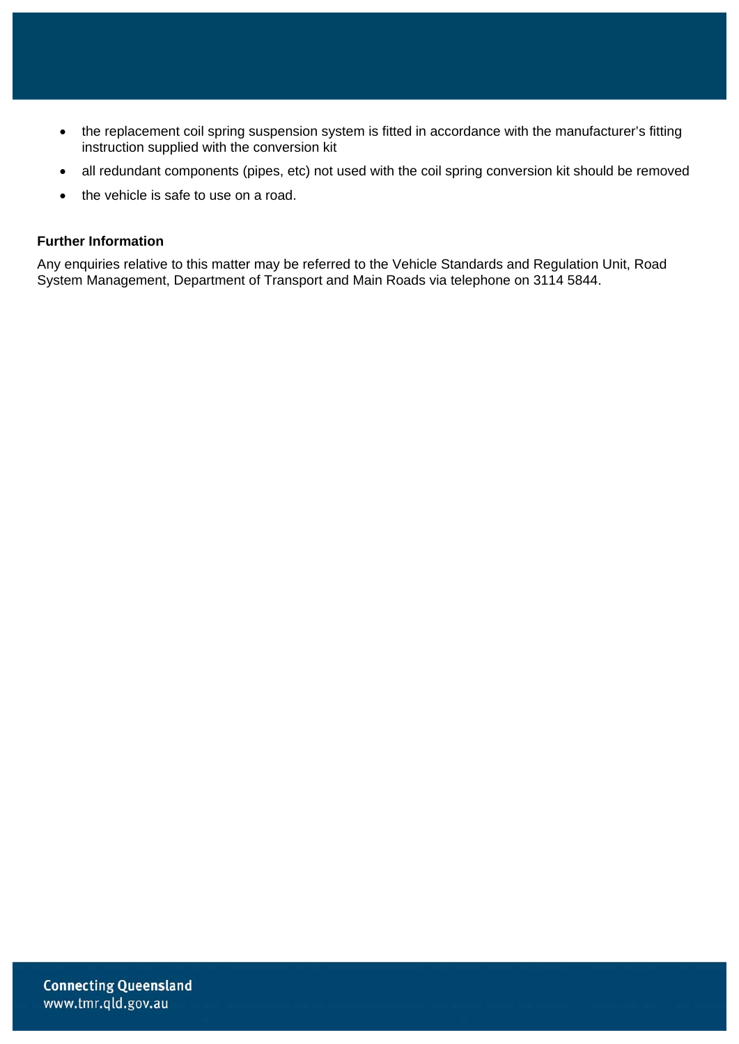- the replacement coil spring suspension system is fitted in accordance with the manufacturer's fitting instruction supplied with the conversion kit
- all redundant components (pipes, etc) not used with the coil spring conversion kit should be removed
- the vehicle is safe to use on a road.

**Further Information**

Any enquiries relative to this matter may be referred to the Vehicle Standards and Regulation Unit, Road System Management, Department of Transport and Main Roads via telephone on 3114 5844.